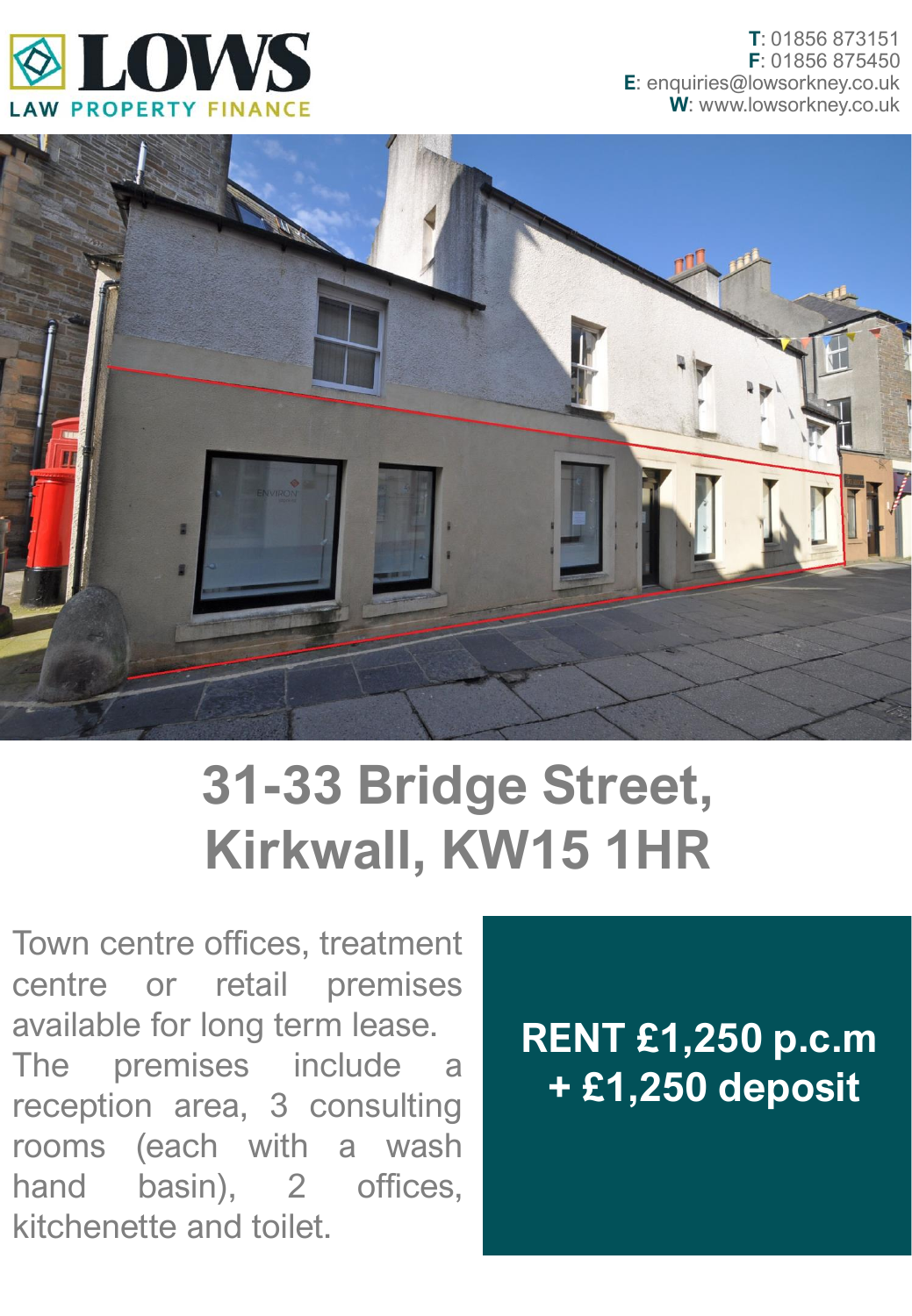LOWS

LAW PROPERTY FINANCE

**T**: 01856 873151
**F**: 01856 875450
**E**: enquiries@lowsorkney.co.uk
**W**: www.lowsorkney.co.uk

# 31-33 Bridge Street, Kirkwall, KW15 1HR

Town centre offices, treatment centre or retail premises available for long term lease. The premises include a reception area, 3 consulting rooms (each with a wash hand basin), 2 offices, kitchenette and toilet.

**RENT £1,250 p.c.m + £1,250 deposit**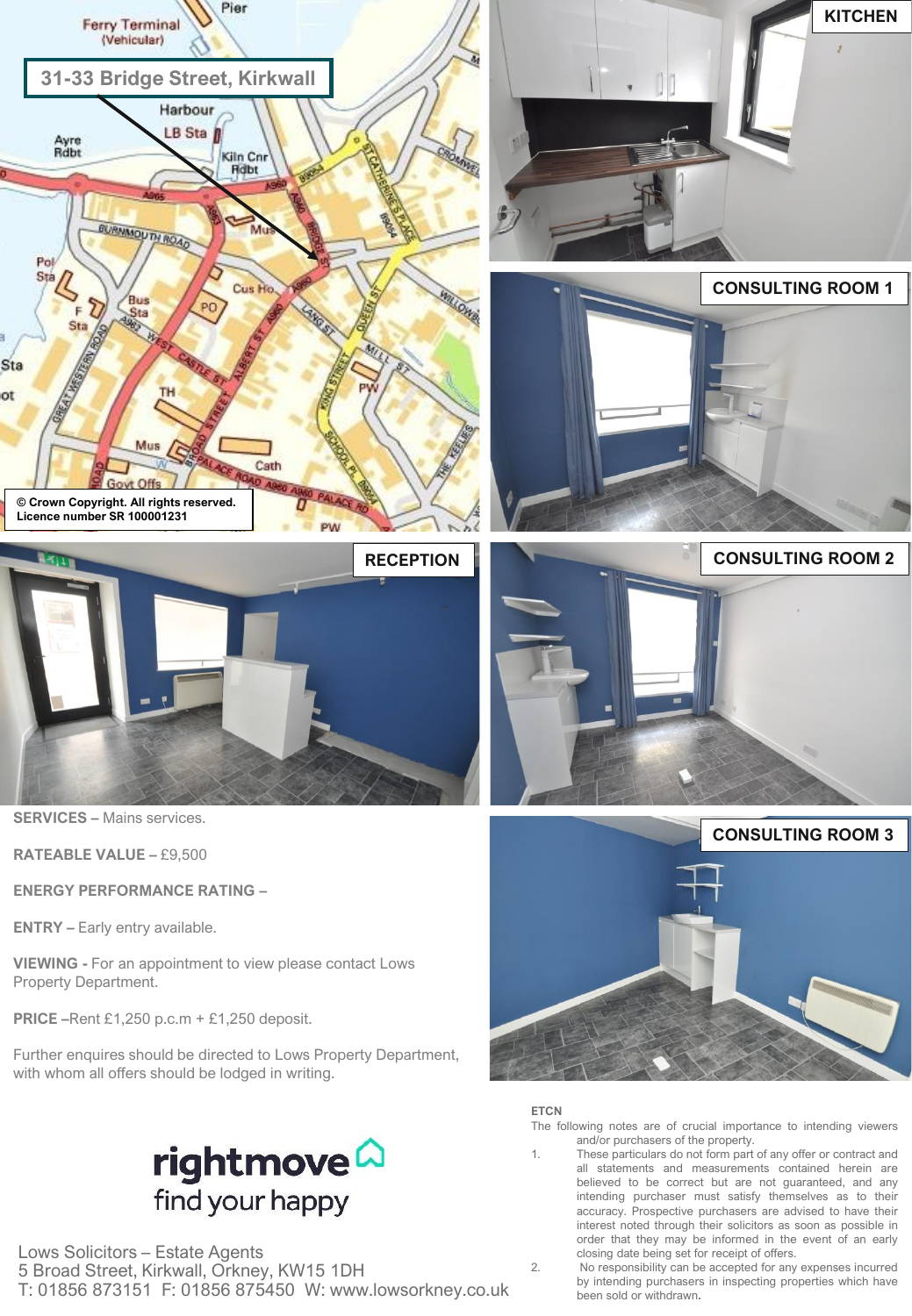31-33 Bridge Street, Kirkwall

© Crown Copyright. All rights reserved.
Licence number SR 100001231

KITCHEN

CONSULTING ROOM 1

RECEPTION

CONSULTING ROOM 2

CONSULTING ROOM 3

**SERVICES –** Mains services.

**RATEABLE VALUE –** £9,500

**ENERGY PERFORMANCE RATING –**

**ENTRY –** Early entry available.

**VIEWING -** For an appointment to view please contact Lows Property Department.

**PRICE –**Rent £1,250 p.c.m + £1,250 deposit.

Further enquires should be directed to Lows Property Department, with whom all offers should be lodged in writing.

rightmove
find your happy

Lows Solicitors – Estate Agents
5 Broad Street, Kirkwall, Orkney, KW15 1DH
T: 01856 873151 F: 01856 875450 W: www.lowsorkney.co.uk

**ETCN**

The following notes are of crucial importance to intending viewers and/or purchasers of the property.

1. These particulars do not form part of any offer or contract and all statements and measurements contained herein are believed to be correct but are not guaranteed, and any intending purchaser must satisfy themselves as to their accuracy. Prospective purchasers are advised to have their interest noted through their solicitors as soon as possible in order that they may be informed in the event of an early closing date being set for receipt of offers.
2. No responsibility can be accepted for any expenses incurred by intending purchasers in inspecting properties which have been sold or withdrawn.